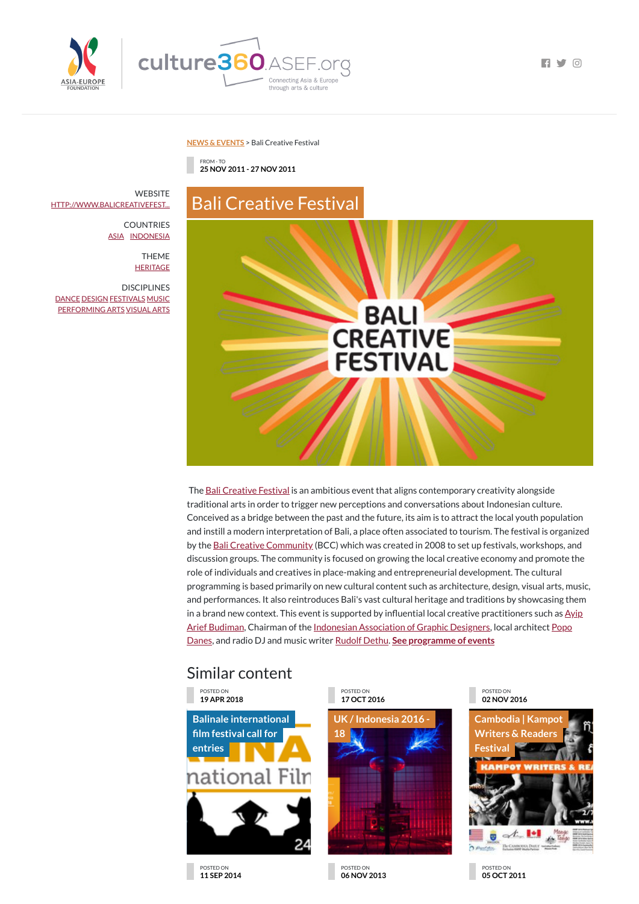NEWS & EVENTS > Bali Creative Festival

FROM - TO
25 NOV 2011 - 27 NOV 2011

WEBSITE
HTTP://WWW.BALICREATIVEFEST...

COUNTRIES
ASIA INDONESIA

THEME
HERITAGE

DISCIPLINES
DANCE DESIGN FESTIVALS MUSIC PERFORMING ARTS VISUAL ARTS

# Bali Creative Festival

The Bali Creative Festival is an ambitious event that aligns contemporary creativity alongside traditional arts in order to trigger new perceptions and conversations about Indonesian culture. Conceived as a bridge between the past and the future, its aim is to attract the local youth population and instill a modern interpretation of Bali, a place often associated to tourism. The festival is organized by the Bali Creative Community (BCC) which was created in 2008 to set up festivals, workshops, and discussion groups. The community is focused on growing the local creative economy and promote the role of individuals and creatives in place-making and entrepreneurial development. The cultural programming is based primarily on new cultural content such as architecture, design, visual arts, music, and performances. It also reintroduces Bali's vast cultural heritage and traditions by showcasing them in a brand new context. This event is supported by influential local creative practitioners such as Ayip Arief Budiman, Chairman of the Indonesian Association of Graphic Designers, local architect Popo Danes, and radio DJ and music writer Rudolf Dethu. **See programme of events**

## Similar content

POSTED ON
19 APR 2018
Balinale international film festival call for entries

POSTED ON
17 OCT 2016
UK / Indonesia 2016 - 18

POSTED ON
02 NOV 2016
Cambodia | Kampot Writers & Readers Festival

POSTED ON
11 SEP 2014

POSTED ON
06 NOV 2013

POSTED ON
05 OCT 2011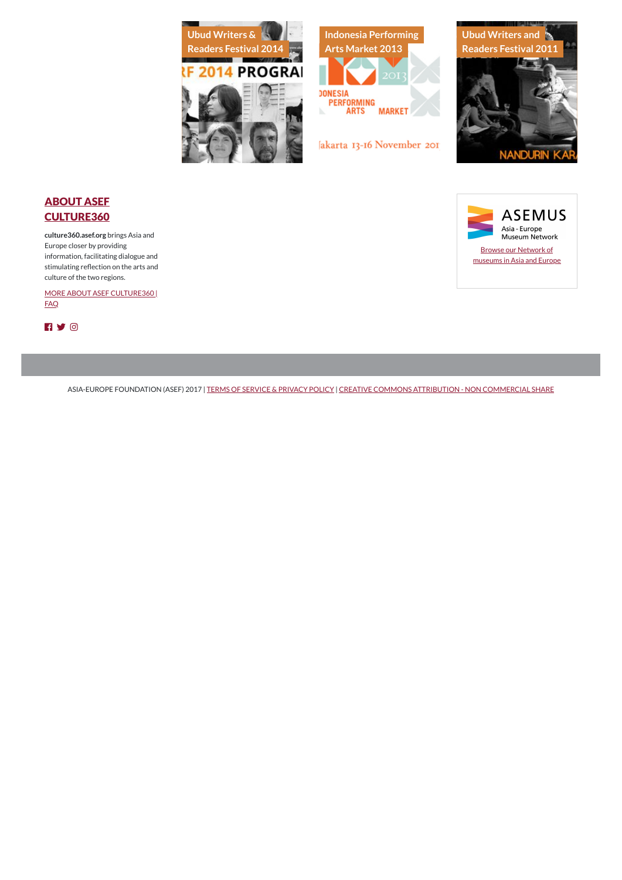Ubud Writers & Readers Festival 2014

Indonesia Performing Arts Market 2013

Ubud Writers and Readers Festival 2011

## ABOUT ASEF CULTURE360

**culture360.asef.org** brings Asia and Europe closer by providing information, facilitating dialogue and stimulating reflection on the arts and culture of the two regions.

MORE ABOUT ASEF CULTURE360 | FAQ

ASEMUS Asia - Europe Museum Network

Browse our Network of museums in Asia and Europe

ASIA-EUROPE FOUNDATION (ASEF) 2017 | TERMS OF SERVICE & PRIVACY POLICY | CREATIVE COMMONS ATTRIBUTION - NON COMMERCIAL SHARE